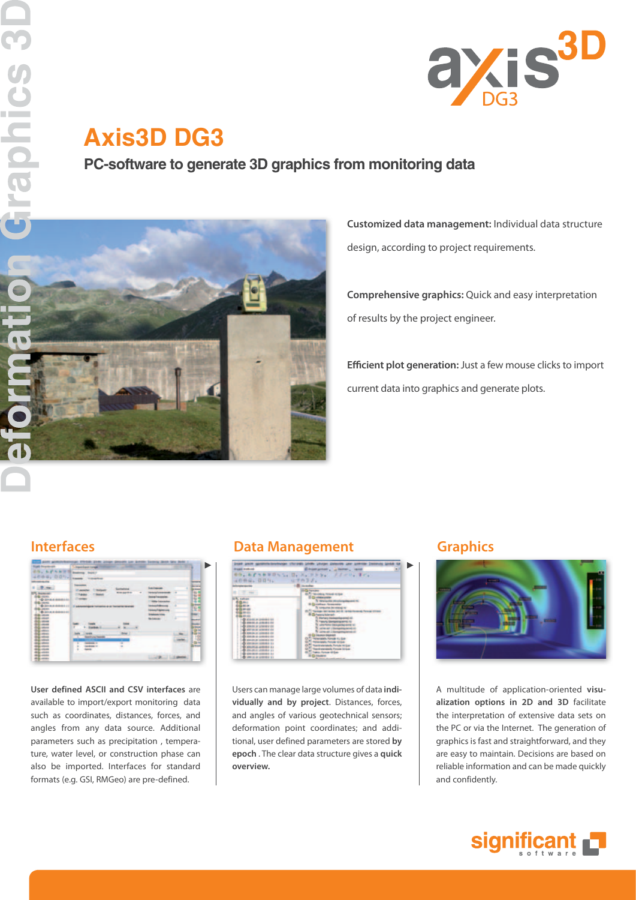# Axis3D DG3

## PC-software to generate 3D graphics from monitoring data

**Customized data management:** Individual data structure design, according to project requirements.

**Comprehensive graphics:** Quick and easy interpretation of results by the project engineer.

**Efficient plot generation:** Just a few mouse clicks to import current data into graphics and generate plots.

### Interfaces

**User defined ASCII and CSV interfaces** are available to import/export monitoring data such as coordinates, distances, forces, and angles from any data source. Additional parameters such as precipitation , temperature, water level, or construction phase can also be imported. Interfaces for standard formats (e.g. GSI, RMGeo) are pre-defined.

### Data Management

Users can manage large volumes of data **individually and by project**. Distances, forces, and angles of various geotechnical sensors; deformation point coordinates; and additional, user defined parameters are stored **by epoch** . The clear data structure gives a **quick overview.**

### Graphics

A multitude of application-oriented **visualization options in 2D and 3D** facilitate the interpretation of extensive data sets on the PC or via the Internet. The generation of graphics is fast and straightforward, and they are easy to maintain. Decisions are based on reliable information and can be made quickly and confidently.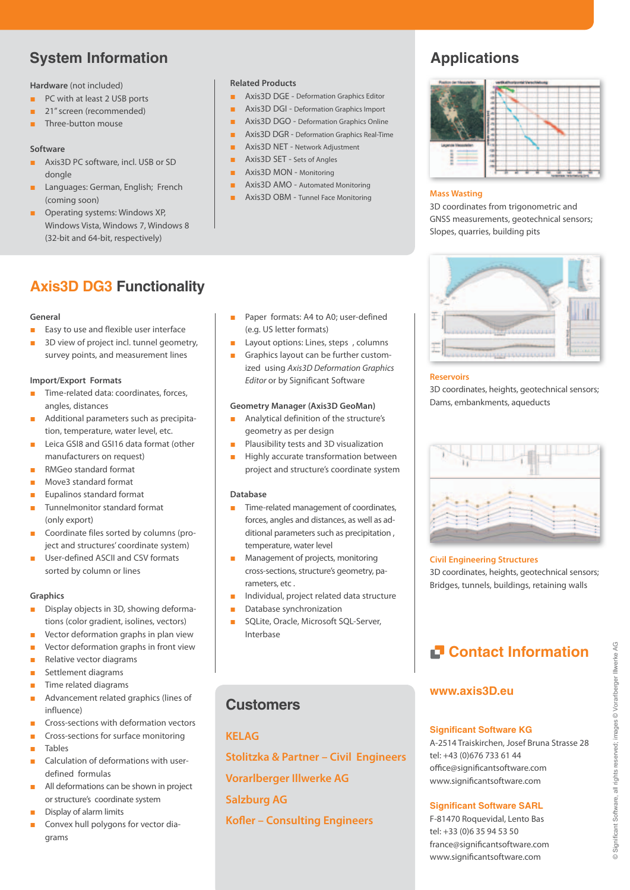## System Information

**Hardware** (not included)

- PC with at least 2 USB ports
- 21" screen (recommended)
- Three-button mouse

**Software**

- Axis3D PC software, incl. USB or SD dongle
- Languages: German, English; French (coming soon)
- Operating systems: Windows XP, Windows Vista, Windows 7, Windows 8 (32-bit and 64-bit, respectively)

**Related Products**

- Axis3D DGE - Deformation Graphics Editor
- Axis3D DGI - Deformation Graphics Import
- Axis3D DGO - Deformation Graphics Online
- Axis3D DGR - Deformation Graphics Real-Time
- Axis3D NET - Network Adjustment
- Axis3D SET - Sets of Angles
- Axis3D MON - Monitoring
- Axis3D AMO - Automated Monitoring
- Axis3D OBM - Tunnel Face Monitoring

## Axis3D DG3 Functionality

**General**

- Easy to use and flexible user interface
- 3D view of project incl. tunnel geometry, survey points, and measurement lines

**Import/Export Formats**

- Time-related data: coordinates, forces, angles, distances
- Additional parameters such as precipitation, temperature, water level, etc.
- Leica GSI8 and GSI16 data format (other manufacturers on request)
- RMGeo standard format
- Move3 standard format
- Eupalinos standard format
- Tunnelmonitor standard format (only export)
- Coordinate files sorted by columns (project and structures' coordinate system)
- User-defined ASCII and CSV formats sorted by column or lines

**Graphics**

- Display objects in 3D, showing deformations (color gradient, isolines, vectors)
- Vector deformation graphs in plan view
- Vector deformation graphs in front view
- Relative vector diagrams
- Settlement diagrams
- Time related diagrams
- Advancement related graphics (lines of influence)
- Cross-sections with deformation vectors
- Cross-sections for surface monitoring
- Tables
- Calculation of deformations with user-defined formulas
- All deformations can be shown in project or structure's coordinate system
- Display of alarm limits
- Convex hull polygons for vector diagrams
- Paper formats: A4 to A0; user-defined (e.g. US letter formats)
- Layout options: Lines, steps , columns
- Graphics layout can be further customized using *Axis3D Deformation Graphics Editor* or by Significant Software

**Geometry Manager (Axis3D GeoMan)**

- Analytical definition of the structure's geometry as per design
- Plausibility tests and 3D visualization
- Highly accurate transformation between project and structure's coordinate system

**Database**

- Time-related management of coordinates, forces, angles and distances, as well as additional parameters such as precipitation , temperature, water level
- Management of projects, monitoring cross-sections, structure's geometry, parameters, etc .
- Individual, project related data structure
- Database synchronization
- SQLite, Oracle, Microsoft SQL-Server, Interbase

## Customers

KELAG

Stolitzka & Partner – Civil Engineers

Vorarlberger Illwerke AG

Salzburg AG

Kofler – Consulting Engineers

## Applications

**Mass Wasting**

3D coordinates from trigonometric and GNSS measurements, geotechnical sensors; Slopes, quarries, building pits

**Reservoirs**

3D coordinates, heights, geotechnical sensors; Dams, embankments, aqueducts

**Civil Engineering Structures**

3D coordinates, heights, geotechnical sensors; Bridges, tunnels, buildings, retaining walls

## Contact Information

**www.axis3D.eu**

**Significant Software KG**

A-2514 Traiskirchen, Josef Bruna Strasse 28
tel: +43 (0)676 733 61 44
office@significantsoftware.com
www.significantsoftware.com

**Significant Software SARL**

F-81470 Roquevidal, Lento Bas
tel: +33 (0)6 35 94 53 50
france@significantsoftware.com
www.significantsoftware.com

© Significant Software, all rights reserved; images © Vorarlberger Illwerke AG